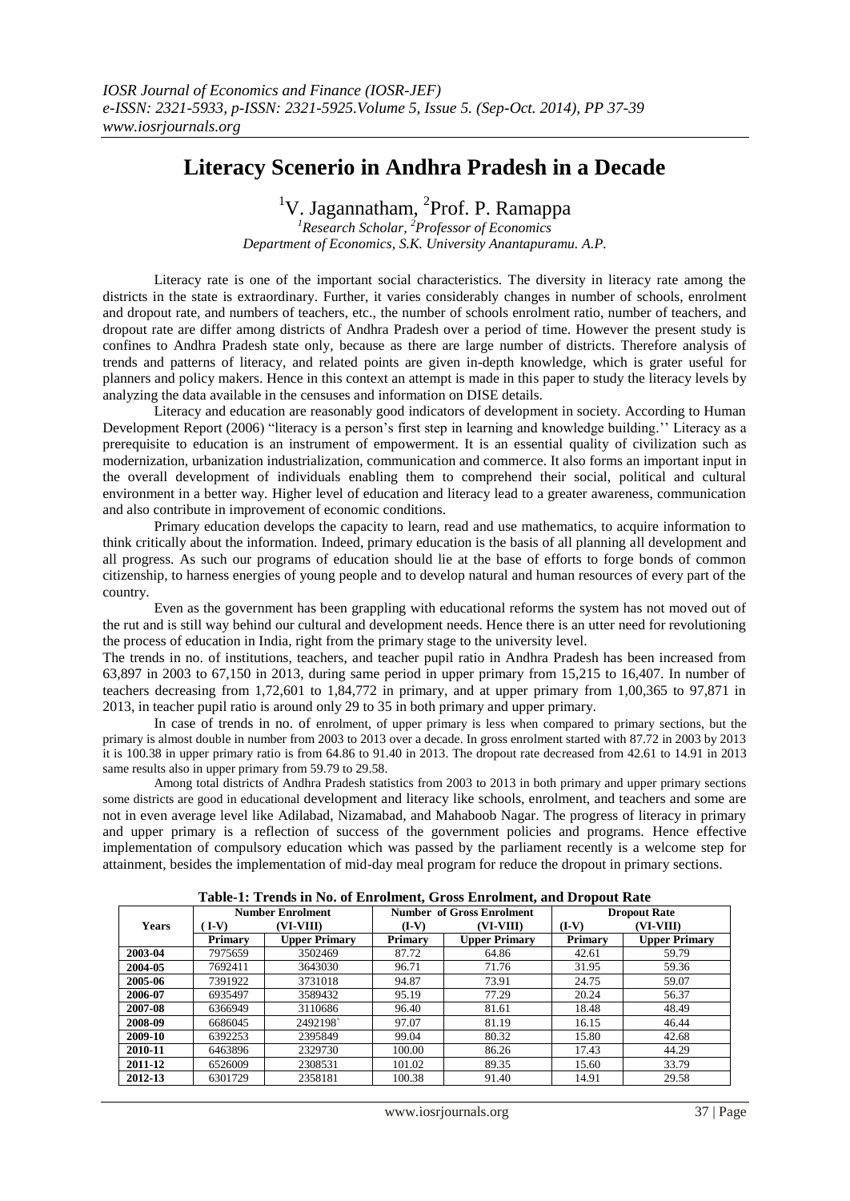# Literacy Scenerio in Andhra Pradesh in a Decade

[1]V. Jagannatham, [2]Prof. P. Ramappa

*[1]Research Scholar, [2]Professor of Economics*
*Department of Economics, S.K. University Anantapuramu. A.P.*

Literacy rate is one of the important social characteristics. The diversity in literacy rate among the districts in the state is extraordinary. Further, it varies considerably changes in number of schools, enrolment and dropout rate, and numbers of teachers, etc., the number of schools enrolment ratio, number of teachers, and dropout rate are differ among districts of Andhra Pradesh over a period of time. However the present study is confines to Andhra Pradesh state only, because as there are large number of districts. Therefore analysis of trends and patterns of literacy, and related points are given in-depth knowledge, which is grater useful for planners and policy makers. Hence in this context an attempt is made in this paper to study the literacy levels by analyzing the data available in the censuses and information on DISE details.

Literacy and education are reasonably good indicators of development in society. According to Human Development Report (2006) "literacy is a person's first step in learning and knowledge building.'' Literacy as a prerequisite to education is an instrument of empowerment. It is an essential quality of civilization such as modernization, urbanization industrialization, communication and commerce. It also forms an important input in the overall development of individuals enabling them to comprehend their social, political and cultural environment in a better way. Higher level of education and literacy lead to a greater awareness, communication and also contribute in improvement of economic conditions.

Primary education develops the capacity to learn, read and use mathematics, to acquire information to think critically about the information. Indeed, primary education is the basis of all planning all development and all progress. As such our programs of education should lie at the base of efforts to forge bonds of common citizenship, to harness energies of young people and to develop natural and human resources of every part of the country.

Even as the government has been grappling with educational reforms the system has not moved out of the rut and is still way behind our cultural and development needs. Hence there is an utter need for revolutioning the process of education in India, right from the primary stage to the university level.

The trends in no. of institutions, teachers, and teacher pupil ratio in Andhra Pradesh has been increased from 63,897 in 2003 to 67,150 in 2013, during same period in upper primary from 15,215 to 16,407. In number of teachers decreasing from 1,72,601 to 1,84,772 in primary, and at upper primary from 1,00,365 to 97,871 in 2013, in teacher pupil ratio is around only 29 to 35 in both primary and upper primary.

In case of trends in no. of enrolment, of upper primary is less when compared to primary sections, but the primary is almost double in number from 2003 to 2013 over a decade. In gross enrolment started with 87.72 in 2003 by 2013 it is 100.38 in upper primary ratio is from 64.86 to 91.40 in 2013. The dropout rate decreased from 42.61 to 14.91 in 2013 same results also in upper primary from 59.79 to 29.58.

Among total districts of Andhra Pradesh statistics from 2003 to 2013 in both primary and upper primary sections some districts are good in educational development and literacy like schools, enrolment, and teachers and some are not in even average level like Adilabad, Nizamabad, and Mahaboob Nagar. The progress of literacy in primary and upper primary is a reflection of success of the government policies and programs. Hence effective implementation of compulsory education which was passed by the parliament recently is a welcome step for attainment, besides the implementation of mid-day meal program for reduce the dropout in primary sections.

**Table-1: Trends in No. of Enrolment, Gross Enrolment, and Dropout Rate**

| Years | Number Enrolment | | Number of Gross Enrolment | | Dropout Rate | |
|---|---|---|---|---|---|---|
| | ( I-V) | (VI-VIII) | (I-V) | (VI-VIII) | (I-V) | (VI-VIII) |
| | Primary | Upper Primary | Primary | Upper Primary | Primary | Upper Primary |
| 2003-04 | 7975659 | 3502469 | 87.72 | 64.86 | 42.61 | 59.79 |
| 2004-05 | 7692411 | 3643030 | 96.71 | 71.76 | 31.95 | 59.36 |
| 2005-06 | 7391922 | 3731018 | 94.87 | 73.91 | 24.75 | 59.07 |
| 2006-07 | 6935497 | 3589432 | 95.19 | 77.29 | 20.24 | 56.37 |
| 2007-08 | 6366949 | 3110686 | 96.40 | 81.61 | 18.48 | 48.49 |
| 2008-09 | 6686045 | 2492198` | 97.07 | 81.19 | 16.15 | 46.44 |
| 2009-10 | 6392253 | 2395849 | 99.04 | 80.32 | 15.80 | 42.68 |
| 2010-11 | 6463896 | 2329730 | 100.00 | 86.26 | 17.43 | 44.29 |
| 2011-12 | 6526009 | 2308531 | 101.02 | 89.35 | 15.60 | 33.79 |
| 2012-13 | 6301729 | 2358181 | 100.38 | 91.40 | 14.91 | 29.58 |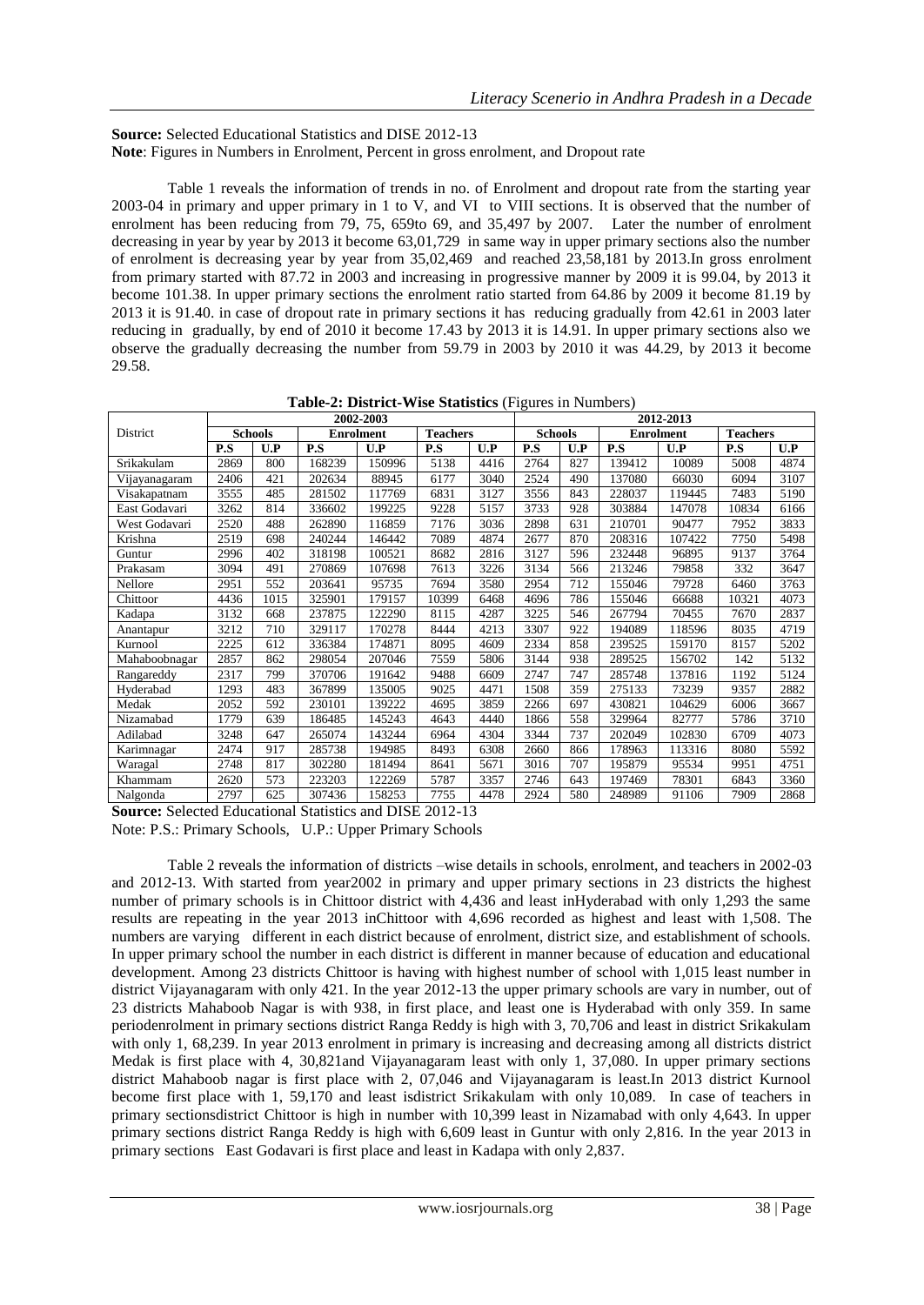**Source:** Selected Educational Statistics and DISE 2012-13
**Note**: Figures in Numbers in Enrolment, Percent in gross enrolment, and Dropout rate

Table 1 reveals the information of trends in no. of Enrolment and dropout rate from the starting year 2003-04 in primary and upper primary in 1 to V, and VI to VIII sections. It is observed that the number of enrolment has been reducing from 79, 75, 659to 69, and 35,497 by 2007. Later the number of enrolment decreasing in year by year by 2013 it become 63,01,729 in same way in upper primary sections also the number of enrolment is decreasing year by year from 35,02,469 and reached 23,58,181 by 2013.In gross enrolment from primary started with 87.72 in 2003 and increasing in progressive manner by 2009 it is 99.04, by 2013 it become 101.38. In upper primary sections the enrolment ratio started from 64.86 by 2009 it become 81.19 by 2013 it is 91.40. in case of dropout rate in primary sections it has reducing gradually from 42.61 in 2003 later reducing in gradually, by end of 2010 it become 17.43 by 2013 it is 14.91. In upper primary sections also we observe the gradually decreasing the number from 59.79 in 2003 by 2010 it was 44.29, by 2013 it become 29.58.

**Table-2: District-Wise Statistics** (Figures in Numbers)

| District | 2002-2003 | | | | | | 2012-2013 | | | | | |
|---|---|---|---|---|---|---|---|---|---|---|---|---|
| | Schools | | Enrolment | | Teachers | | Schools | | Enrolment | | Teachers | |
| | P.S | U.P | P.S | U.P | P.S | U.P | P.S | U.P | P.S | U.P | P.S | U.P |
| Srikakulam | 2869 | 800 | 168239 | 150996 | 5138 | 4416 | 2764 | 827 | 139412 | 10089 | 5008 | 4874 |
| Vijayanagaram | 2406 | 421 | 202634 | 88945 | 6177 | 3040 | 2524 | 490 | 137080 | 66030 | 6094 | 3107 |
| Visakapatnam | 3555 | 485 | 281502 | 117769 | 6831 | 3127 | 3556 | 843 | 228037 | 119445 | 7483 | 5190 |
| East Godavari | 3262 | 814 | 336602 | 199225 | 9228 | 5157 | 3733 | 928 | 303884 | 147078 | 10834 | 6166 |
| West Godavari | 2520 | 488 | 262890 | 116859 | 7176 | 3036 | 2898 | 631 | 210701 | 90477 | 7952 | 3833 |
| Krishna | 2519 | 698 | 240244 | 146442 | 7089 | 4874 | 2677 | 870 | 208316 | 107422 | 7750 | 5498 |
| Guntur | 2996 | 402 | 318198 | 100521 | 8682 | 2816 | 3127 | 596 | 232448 | 96895 | 9137 | 3764 |
| Prakasam | 3094 | 491 | 270869 | 107698 | 7613 | 3226 | 3134 | 566 | 213246 | 79858 | 332 | 3647 |
| Nellore | 2951 | 552 | 203641 | 95735 | 7694 | 3580 | 2954 | 712 | 155046 | 79728 | 6460 | 3763 |
| Chittoor | 4436 | 1015 | 325901 | 179157 | 10399 | 6468 | 4696 | 786 | 155046 | 66688 | 10321 | 4073 |
| Kadapa | 3132 | 668 | 237875 | 122290 | 8115 | 4287 | 3225 | 546 | 267794 | 70455 | 7670 | 2837 |
| Anantapur | 3212 | 710 | 329117 | 170278 | 8444 | 4213 | 3307 | 922 | 194089 | 118596 | 8035 | 4719 |
| Kurnool | 2225 | 612 | 336384 | 174871 | 8095 | 4609 | 2334 | 858 | 239525 | 159170 | 8157 | 5202 |
| Mahaboobnagar | 2857 | 862 | 298054 | 207046 | 7559 | 5806 | 3144 | 938 | 289525 | 156702 | 142 | 5132 |
| Rangareddy | 2317 | 799 | 370706 | 191642 | 9488 | 6609 | 2747 | 747 | 285748 | 137816 | 1192 | 5124 |
| Hyderabad | 1293 | 483 | 367899 | 135005 | 9025 | 4471 | 1508 | 359 | 275133 | 73239 | 9357 | 2882 |
| Medak | 2052 | 592 | 230101 | 139222 | 4695 | 3859 | 2266 | 697 | 430821 | 104629 | 6006 | 3667 |
| Nizamabad | 1779 | 639 | 186485 | 145243 | 4643 | 4440 | 1866 | 558 | 329964 | 82777 | 5786 | 3710 |
| Adilabad | 3248 | 647 | 265074 | 143244 | 6964 | 4304 | 3344 | 737 | 202049 | 102830 | 6709 | 4073 |
| Karimnagar | 2474 | 917 | 285738 | 194985 | 8493 | 6308 | 2660 | 866 | 178963 | 113316 | 8080 | 5592 |
| Waragal | 2748 | 817 | 302280 | 181494 | 8641 | 5671 | 3016 | 707 | 195879 | 95534 | 9951 | 4751 |
| Khammam | 2620 | 573 | 223203 | 122269 | 5787 | 3357 | 2746 | 643 | 197469 | 78301 | 6843 | 3360 |
| Nalgonda | 2797 | 625 | 307436 | 158253 | 7755 | 4478 | 2924 | 580 | 248989 | 91106 | 7909 | 2868 |

**Source:** Selected Educational Statistics and DISE 2012-13
Note: P.S.: Primary Schools, U.P.: Upper Primary Schools

Table 2 reveals the information of districts –wise details in schools, enrolment, and teachers in 2002-03 and 2012-13. With started from year2002 in primary and upper primary sections in 23 districts the highest number of primary schools is in Chittoor district with 4,436 and least inHyderabad with only 1,293 the same results are repeating in the year 2013 inChittoor with 4,696 recorded as highest and least with 1,508. The numbers are varying different in each district because of enrolment, district size, and establishment of schools. In upper primary school the number in each district is different in manner because of education and educational development. Among 23 districts Chittoor is having with highest number of school with 1,015 least number in district Vijayanagaram with only 421. In the year 2012-13 the upper primary schools are vary in number, out of 23 districts Mahaboob Nagar is with 938, in first place, and least one is Hyderabad with only 359. In same periodenrolment in primary sections district Ranga Reddy is high with 3, 70,706 and least in district Srikakulam with only 1, 68,239. In year 2013 enrolment in primary is increasing and decreasing among all districts district Medak is first place with 4, 30,821and Vijayanagaram least with only 1, 37,080. In upper primary sections district Mahaboob nagar is first place with 2, 07,046 and Vijayanagaram is least.In 2013 district Kurnool become first place with 1, 59,170 and least isdistrict Srikakulam with only 10,089. In case of teachers in primary sectionsdistrict Chittoor is high in number with 10,399 least in Nizamabad with only 4,643. In upper primary sections district Ranga Reddy is high with 6,609 least in Guntur with only 2,816. In the year 2013 in primary sections East Godavari is first place and least in Kadapa with only 2,837.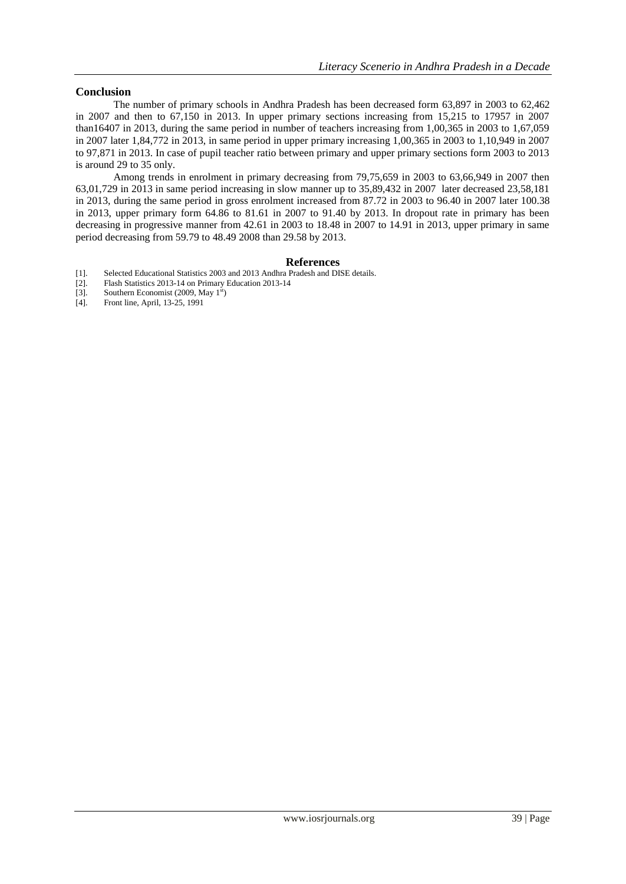## Conclusion

The number of primary schools in Andhra Pradesh has been decreased form 63,897 in 2003 to 62,462 in 2007 and then to 67,150 in 2013. In upper primary sections increasing from 15,215 to 17957 in 2007 than16407 in 2013, during the same period in number of teachers increasing from 1,00,365 in 2003 to 1,67,059 in 2007 later 1,84,772 in 2013, in same period in upper primary increasing 1,00,365 in 2003 to 1,10,949 in 2007 to 97,871 in 2013. In case of pupil teacher ratio between primary and upper primary sections form 2003 to 2013 is around 29 to 35 only.

Among trends in enrolment in primary decreasing from 79,75,659 in 2003 to 63,66,949 in 2007 then 63,01,729 in 2013 in same period increasing in slow manner up to 35,89,432 in 2007 later decreased 23,58,181 in 2013, during the same period in gross enrolment increased from 87.72 in 2003 to 96.40 in 2007 later 100.38 in 2013, upper primary form 64.86 to 81.61 in 2007 to 91.40 by 2013. In dropout rate in primary has been decreasing in progressive manner from 42.61 in 2003 to 18.48 in 2007 to 14.91 in 2013, upper primary in same period decreasing from 59.79 to 48.49 2008 than 29.58 by 2013.

## References

[1]. Selected Educational Statistics 2003 and 2013 Andhra Pradesh and DISE details.
[2]. Flash Statistics 2013-14 on Primary Education 2013-14
[3]. Southern Economist (2009, May 1st)
[4]. Front line, April, 13-25, 1991